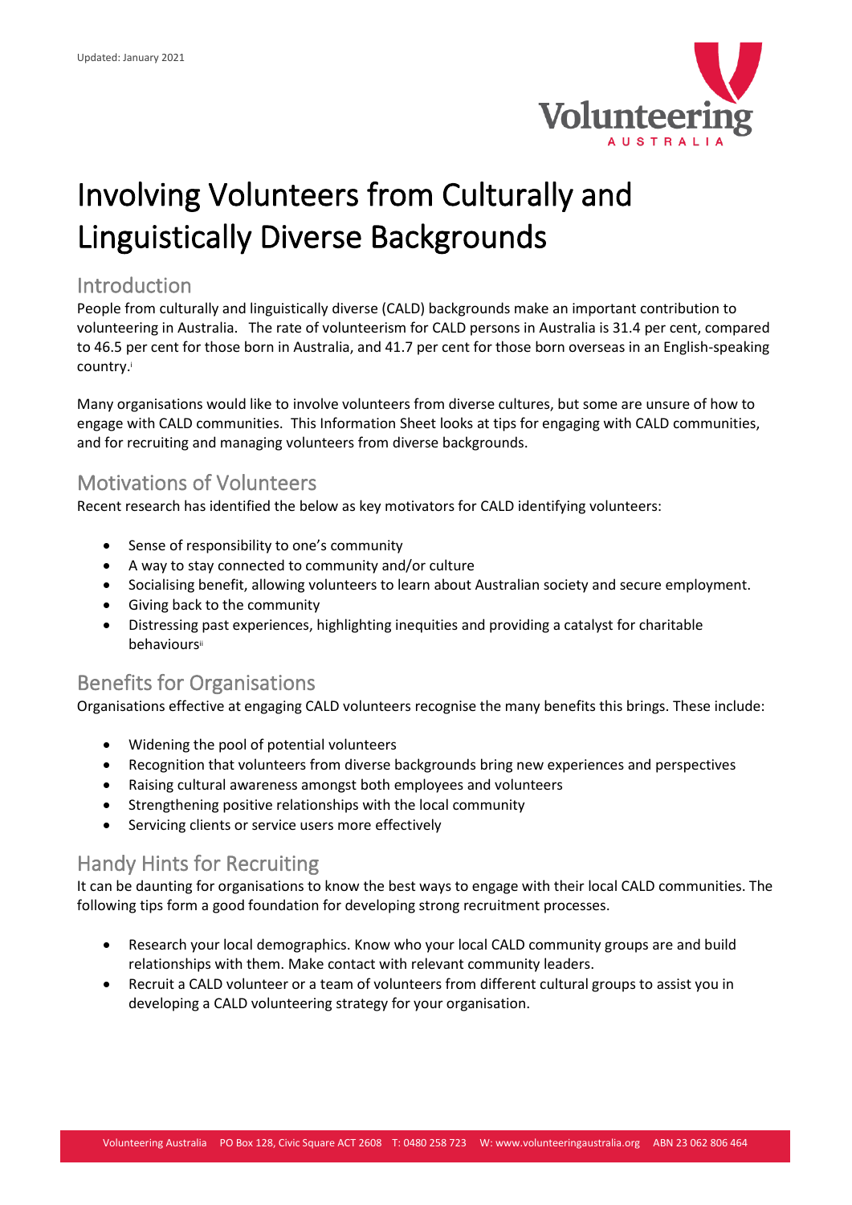Updated: January 2021

# Involving Volunteers from Culturally and Linguistically Diverse Backgrounds

## Introduction

People from culturally and linguistically diverse (CALD) backgrounds make an important contribution to volunteering in Australia. The rate of volunteerism for CALD persons in Australia is 31.4 per cent, compared to 46.5 per cent for those born in Australia, and 41.7 per cent for those born overseas in an English-speaking country.[i]

Many organisations would like to involve volunteers from diverse cultures, but some are unsure of how to engage with CALD communities. This Information Sheet looks at tips for engaging with CALD communities, and for recruiting and managing volunteers from diverse backgrounds.

## Motivations of Volunteers

Recent research has identified the below as key motivators for CALD identifying volunteers:

- Sense of responsibility to one's community
- A way to stay connected to community and/or culture
- Socialising benefit, allowing volunteers to learn about Australian society and secure employment.
- Giving back to the community
- Distressing past experiences, highlighting inequities and providing a catalyst for charitable behaviours[ii]

## Benefits for Organisations

Organisations effective at engaging CALD volunteers recognise the many benefits this brings. These include:

- Widening the pool of potential volunteers
- Recognition that volunteers from diverse backgrounds bring new experiences and perspectives
- Raising cultural awareness amongst both employees and volunteers
- Strengthening positive relationships with the local community
- Servicing clients or service users more effectively

## Handy Hints for Recruiting

It can be daunting for organisations to know the best ways to engage with their local CALD communities. The following tips form a good foundation for developing strong recruitment processes.

- Research your local demographics. Know who your local CALD community groups are and build relationships with them. Make contact with relevant community leaders.
- Recruit a CALD volunteer or a team of volunteers from different cultural groups to assist you in developing a CALD volunteering strategy for your organisation.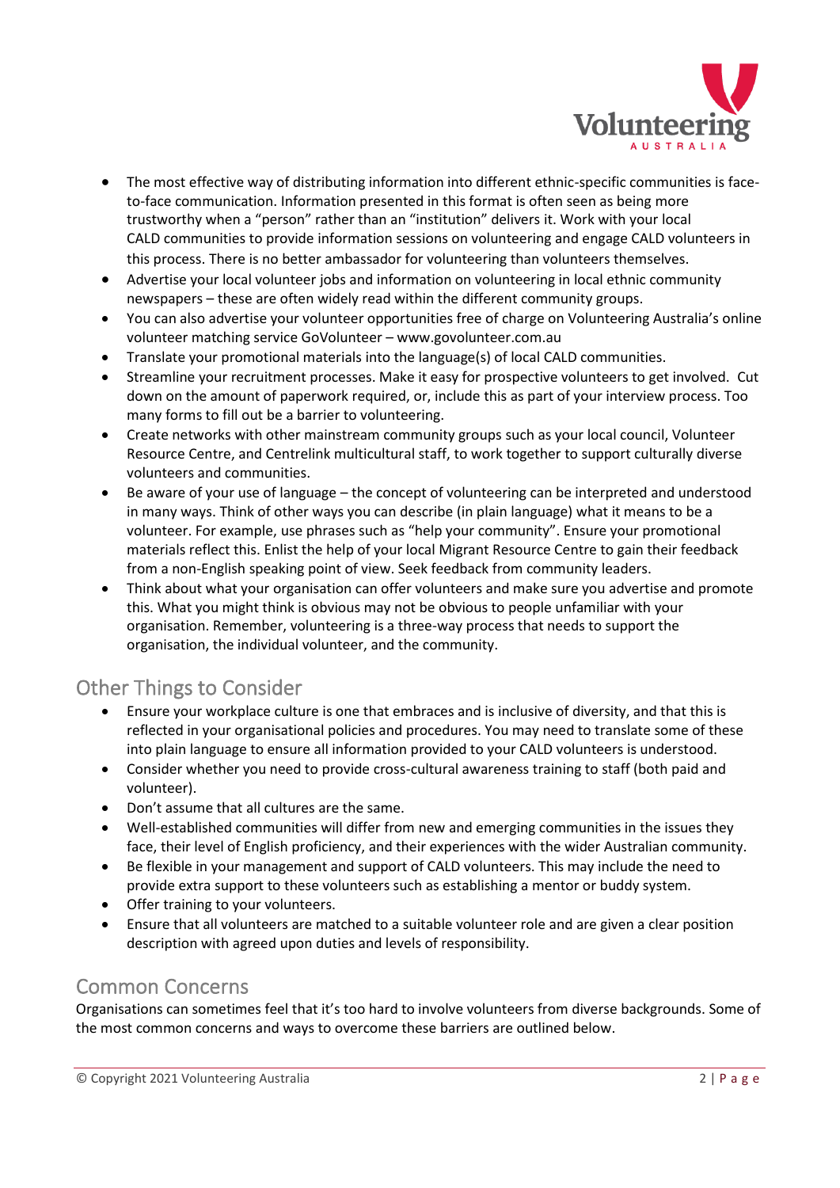- The most effective way of distributing information into different ethnic-specific communities is face-to-face communication. Information presented in this format is often seen as being more trustworthy when a "person" rather than an "institution" delivers it. Work with your local CALD communities to provide information sessions on volunteering and engage CALD volunteers in this process. There is no better ambassador for volunteering than volunteers themselves.
- Advertise your local volunteer jobs and information on volunteering in local ethnic community newspapers – these are often widely read within the different community groups.
- You can also advertise your volunteer opportunities free of charge on Volunteering Australia's online volunteer matching service GoVolunteer – www.govolunteer.com.au
- Translate your promotional materials into the language(s) of local CALD communities.
- Streamline your recruitment processes. Make it easy for prospective volunteers to get involved. Cut down on the amount of paperwork required, or, include this as part of your interview process. Too many forms to fill out be a barrier to volunteering.
- Create networks with other mainstream community groups such as your local council, Volunteer Resource Centre, and Centrelink multicultural staff, to work together to support culturally diverse volunteers and communities.
- Be aware of your use of language – the concept of volunteering can be interpreted and understood in many ways. Think of other ways you can describe (in plain language) what it means to be a volunteer. For example, use phrases such as "help your community". Ensure your promotional materials reflect this. Enlist the help of your local Migrant Resource Centre to gain their feedback from a non-English speaking point of view. Seek feedback from community leaders.
- Think about what your organisation can offer volunteers and make sure you advertise and promote this. What you might think is obvious may not be obvious to people unfamiliar with your organisation. Remember, volunteering is a three-way process that needs to support the organisation, the individual volunteer, and the community.

## Other Things to Consider

- Ensure your workplace culture is one that embraces and is inclusive of diversity, and that this is reflected in your organisational policies and procedures. You may need to translate some of these into plain language to ensure all information provided to your CALD volunteers is understood.
- Consider whether you need to provide cross-cultural awareness training to staff (both paid and volunteer).
- Don't assume that all cultures are the same.
- Well-established communities will differ from new and emerging communities in the issues they face, their level of English proficiency, and their experiences with the wider Australian community.
- Be flexible in your management and support of CALD volunteers. This may include the need to provide extra support to these volunteers such as establishing a mentor or buddy system.
- Offer training to your volunteers.
- Ensure that all volunteers are matched to a suitable volunteer role and are given a clear position description with agreed upon duties and levels of responsibility.

## Common Concerns

Organisations can sometimes feel that it's too hard to involve volunteers from diverse backgrounds. Some of the most common concerns and ways to overcome these barriers are outlined below.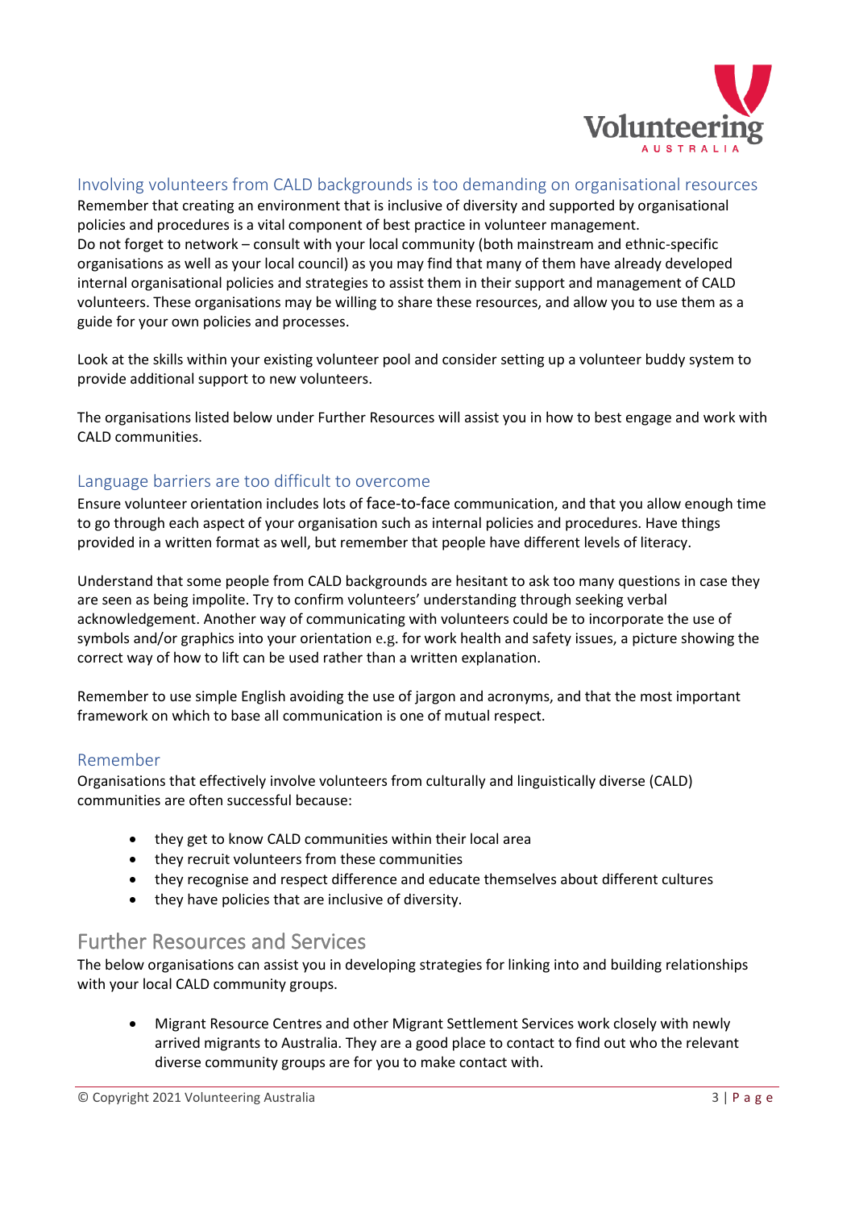## Involving volunteers from CALD backgrounds is too demanding on organisational resources

Remember that creating an environment that is inclusive of diversity and supported by organisational policies and procedures is a vital component of best practice in volunteer management.
Do not forget to network – consult with your local community (both mainstream and ethnic-specific organisations as well as your local council) as you may find that many of them have already developed internal organisational policies and strategies to assist them in their support and management of CALD volunteers. These organisations may be willing to share these resources, and allow you to use them as a guide for your own policies and processes.

Look at the skills within your existing volunteer pool and consider setting up a volunteer buddy system to provide additional support to new volunteers.

The organisations listed below under Further Resources will assist you in how to best engage and work with CALD communities.

## Language barriers are too difficult to overcome

Ensure volunteer orientation includes lots of face-to-face communication, and that you allow enough time to go through each aspect of your organisation such as internal policies and procedures. Have things provided in a written format as well, but remember that people have different levels of literacy.

Understand that some people from CALD backgrounds are hesitant to ask too many questions in case they are seen as being impolite. Try to confirm volunteers' understanding through seeking verbal acknowledgement. Another way of communicating with volunteers could be to incorporate the use of symbols and/or graphics into your orientation e.g. for work health and safety issues, a picture showing the correct way of how to lift can be used rather than a written explanation.

Remember to use simple English avoiding the use of jargon and acronyms, and that the most important framework on which to base all communication is one of mutual respect.

## Remember

Organisations that effectively involve volunteers from culturally and linguistically diverse (CALD) communities are often successful because:

- they get to know CALD communities within their local area
- they recruit volunteers from these communities
- they recognise and respect difference and educate themselves about different cultures
- they have policies that are inclusive of diversity.

# Further Resources and Services

The below organisations can assist you in developing strategies for linking into and building relationships with your local CALD community groups.

- Migrant Resource Centres and other Migrant Settlement Services work closely with newly arrived migrants to Australia. They are a good place to contact to find out who the relevant diverse community groups are for you to make contact with.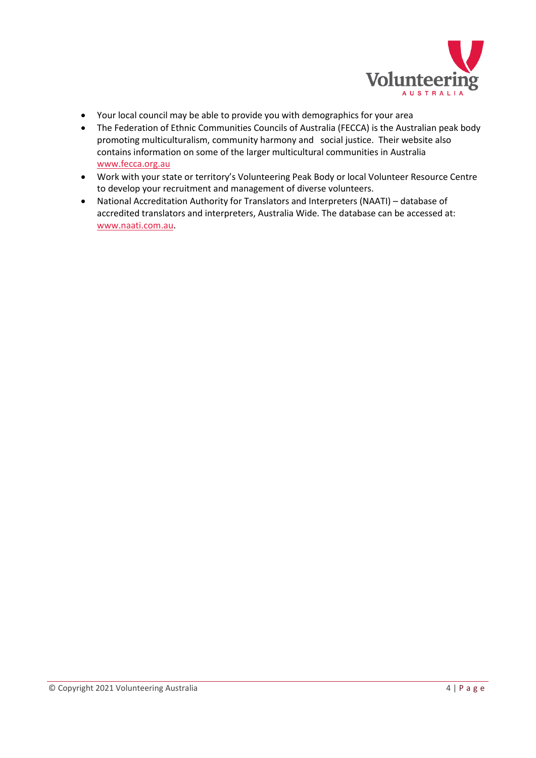- Your local council may be able to provide you with demographics for your area
- The Federation of Ethnic Communities Councils of Australia (FECCA) is the Australian peak body promoting multiculturalism, community harmony and social justice. Their website also contains information on some of the larger multicultural communities in Australia www.fecca.org.au
- Work with your state or territory's Volunteering Peak Body or local Volunteer Resource Centre to develop your recruitment and management of diverse volunteers.
- National Accreditation Authority for Translators and Interpreters (NAATI) – database of accredited translators and interpreters, Australia Wide. The database can be accessed at: www.naati.com.au.